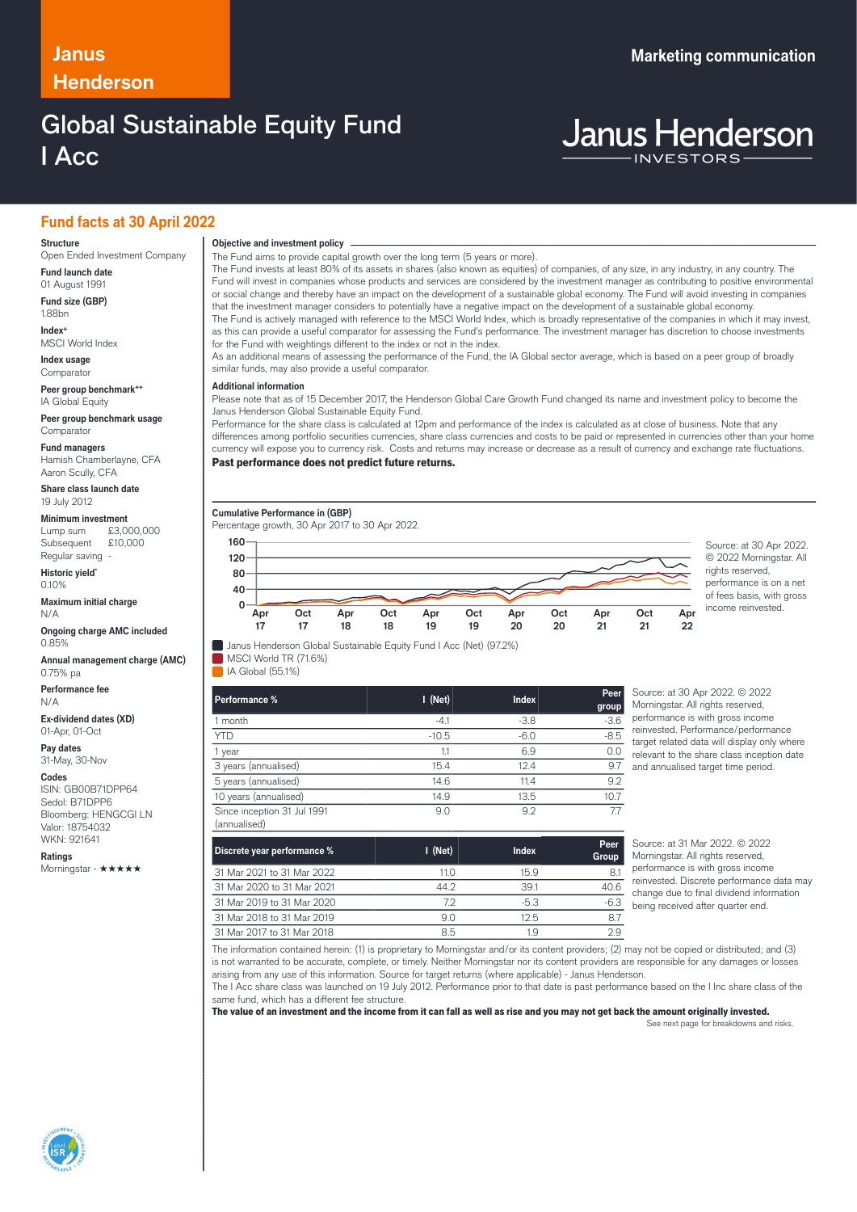Janus Henderson

Marketing communication

# Global Sustainable Equity Fund I Acc

Janus Henderson INVESTORS

## Fund facts at 30 April 2022

**Structure**
Open Ended Investment Company

**Fund launch date**
01 August 1991

**Fund size (GBP)**
1.88bn

**Index+**
MSCI World Index

**Index usage**
Comparator

**Peer group benchmark++**
IA Global Equity

**Peer group benchmark usage**
Comparator

**Fund managers**
Hamish Chamberlayne, CFA
Aaron Scully, CFA

**Share class launch date**
19 July 2012

**Minimum investment**
Lump sum £3,000,000
Subsequent £10,000
Regular saving -

**Historic yield***
0.10%

**Maximum initial charge**
N/A

**Ongoing charge AMC included**
0.85%

**Annual management charge (AMC)**
0.75% pa

**Performance fee**
N/A

**Ex-dividend dates (XD)**
01-Apr, 01-Oct

**Pay dates**
31-May, 30-Nov

**Codes**
ISIN: GB00B71DPP64
Sedol: B71DPP6
Bloomberg: HENGCGI LN
Valor: 18754032
WKN: 921641

**Ratings**
Morningstar - ★★★★★

### Objective and investment policy

The Fund aims to provide capital growth over the long term (5 years or more).

The Fund invests at least 80% of its assets in shares (also known as equities) of companies, of any size, in any industry, in any country. The Fund will invest in companies whose products and services are considered by the investment manager as contributing to positive environmental or social change and thereby have an impact on the development of a sustainable global economy. The Fund will avoid investing in companies that the investment manager considers to potentially have a negative impact on the development of a sustainable global economy.

The Fund is actively managed with reference to the MSCI World Index, which is broadly representative of the companies in which it may invest, as this can provide a useful comparator for assessing the Fund's performance. The investment manager has discretion to choose investments for the Fund with weightings different to the index or not in the index.

As an additional means of assessing the performance of the Fund, the IA Global sector average, which is based on a peer group of broadly similar funds, may also provide a useful comparator.

### Additional information

Please note that as of 15 December 2017, the Henderson Global Care Growth Fund changed its name and investment policy to become the Janus Henderson Global Sustainable Equity Fund.

Performance for the share class is calculated at 12pm and performance of the index is calculated as at close of business. Note that any differences among portfolio securities currencies, share class currencies and costs to be paid or represented in currencies other than your home currency will expose you to currency risk. Costs and returns may increase or decrease as a result of currency and exchange rate fluctuations.

**Past performance does not predict future returns.**

### Cumulative Performance in (GBP)

Percentage growth, 30 Apr 2017 to 30 Apr 2022.

- Janus Henderson Global Sustainable Equity Fund I Acc (Net) (97.2%)
- MSCI World TR (71.6%)
- IA Global (55.1%)

Source: at 30 Apr 2022. © 2022 Morningstar. All rights reserved, performance is on a net of fees basis, with gross income reinvested.

| Performance % | I (Net) | Index | Peer group |
|---|---|---|---|
| 1 month | -4.1 | -3.8 | -3.6 |
| YTD | -10.5 | -6.0 | -8.5 |
| 1 year | 1.1 | 6.9 | 0.0 |
| 3 years (annualised) | 15.4 | 12.4 | 9.7 |
| 5 years (annualised) | 14.6 | 11.4 | 9.2 |
| 10 years (annualised) | 14.9 | 13.5 | 10.7 |
| Since inception 31 Jul 1991 (annualised) | 9.0 | 9.2 | 7.7 |

Source: at 30 Apr 2022. © 2022 Morningstar. All rights reserved, performance is with gross income reinvested. Performance/performance target related data will display only where relevant to the share class inception date and annualised target time period.

| Discrete year performance % | I (Net) | Index | Peer Group |
|---|---|---|---|
| 31 Mar 2021 to 31 Mar 2022 | 11.0 | 15.9 | 8.1 |
| 31 Mar 2020 to 31 Mar 2021 | 44.2 | 39.1 | 40.6 |
| 31 Mar 2019 to 31 Mar 2020 | 7.2 | -5.3 | -6.3 |
| 31 Mar 2018 to 31 Mar 2019 | 9.0 | 12.5 | 8.7 |
| 31 Mar 2017 to 31 Mar 2018 | 8.5 | 1.9 | 2.9 |

Source: at 31 Mar 2022. © 2022 Morningstar. All rights reserved, performance is with gross income reinvested. Discrete performance data may change due to final dividend information being received after quarter end.

The information contained herein: (1) is proprietary to Morningstar and/or its content providers; (2) may not be copied or distributed; and (3) is not warranted to be accurate, complete, or timely. Neither Morningstar nor its content providers are responsible for any damages or losses arising from any use of this information. Source for target returns (where applicable) - Janus Henderson.

The I Acc share class was launched on 19 July 2012. Performance prior to that date is past performance based on the I Inc share class of the same fund, which has a different fee structure.

**The value of an investment and the income from it can fall as well as rise and you may not get back the amount originally invested.**

See next page for breakdowns and risks.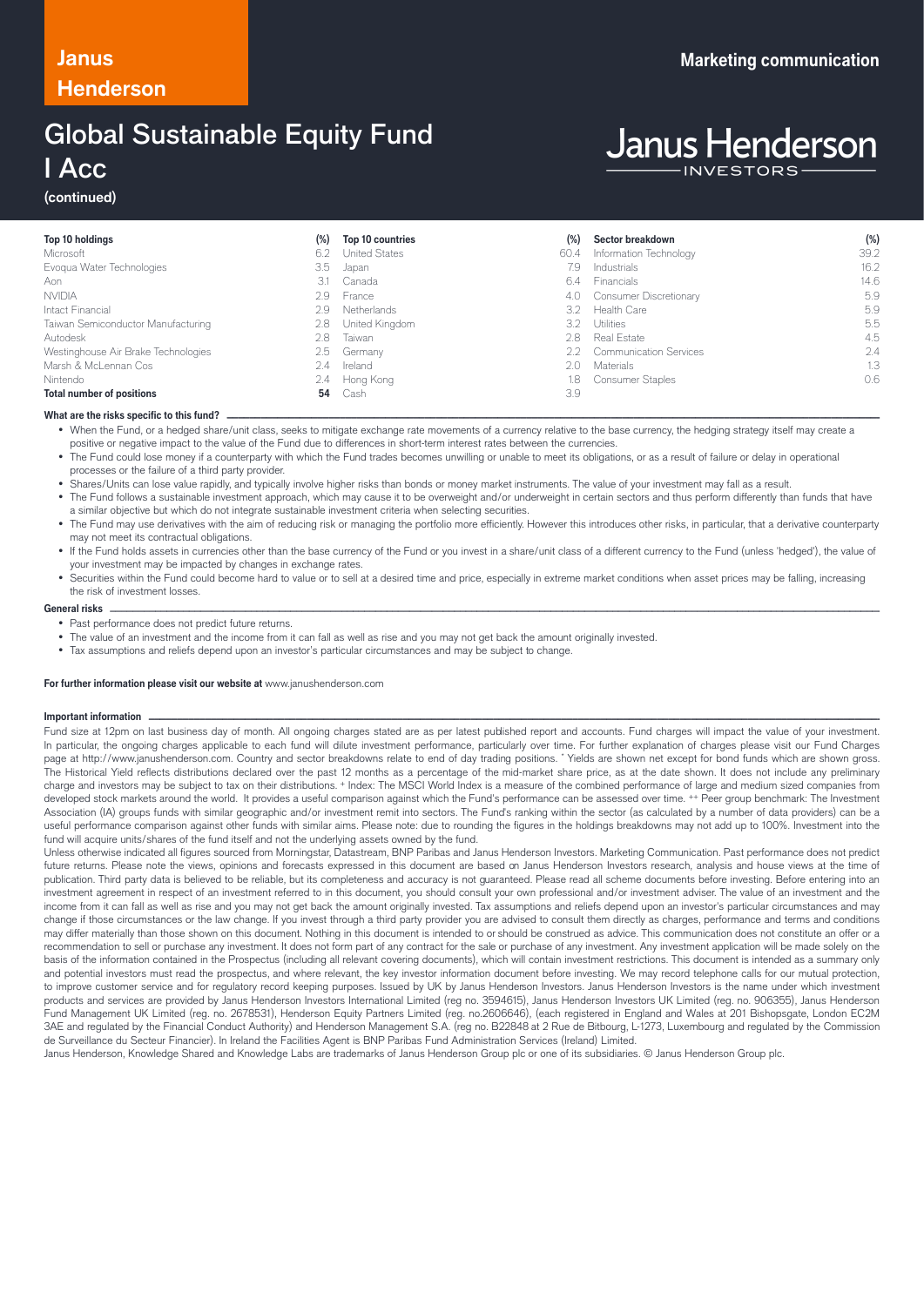# Global Sustainable Equity Fund I Acc

**(continued)**

| Top 10 holdings | (%) |
|---|---|
| Microsoft | 6.2 |
| Evoqua Water Technologies | 3.5 |
| Aon | 3.1 |
| NVIDIA | 2.9 |
| Intact Financial | 2.9 |
| Taiwan Semiconductor Manufacturing | 2.8 |
| Autodesk | 2.8 |
| Westinghouse Air Brake Technologies | 2.5 |
| Marsh & McLennan Cos | 2.4 |
| Nintendo | 2.4 |
| **Total number of positions** | **54** |

| Top 10 countries | (%) |
|---|---|
| United States | 60.4 |
| Japan | 7.9 |
| Canada | 6.4 |
| France | 4.0 |
| Netherlands | 3.2 |
| United Kingdom | 3.2 |
| Taiwan | 2.8 |
| Germany | 2.2 |
| Ireland | 2.0 |
| Hong Kong | 1.8 |
| Cash | 3.9 |

| Sector breakdown | (%) |
|---|---|
| Information Technology | 39.2 |
| Industrials | 16.2 |
| Financials | 14.6 |
| Consumer Discretionary | 5.9 |
| Health Care | 5.9 |
| Utilities | 5.5 |
| Real Estate | 4.5 |
| Communication Services | 2.4 |
| Materials | 1.3 |
| Consumer Staples | 0.6 |

**What are the risks specific to this fund?**

- When the Fund, or a hedged share/unit class, seeks to mitigate exchange rate movements of a currency relative to the base currency, the hedging strategy itself may create a positive or negative impact to the value of the Fund due to differences in short-term interest rates between the currencies.
- The Fund could lose money if a counterparty with which the Fund trades becomes unwilling or unable to meet its obligations, or as a result of failure or delay in operational processes or the failure of a third party provider.
- Shares/Units can lose value rapidly, and typically involve higher risks than bonds or money market instruments. The value of your investment may fall as a result.
- The Fund follows a sustainable investment approach, which may cause it to be overweight and/or underweight in certain sectors and thus perform differently than funds that have a similar objective but which do not integrate sustainable investment criteria when selecting securities.
- The Fund may use derivatives with the aim of reducing risk or managing the portfolio more efficiently. However this introduces other risks, in particular, that a derivative counterparty may not meet its contractual obligations.
- If the Fund holds assets in currencies other than the base currency of the Fund or you invest in a share/unit class of a different currency to the Fund (unless 'hedged'), the value of your investment may be impacted by changes in exchange rates.
- Securities within the Fund could become hard to value or to sell at a desired time and price, especially in extreme market conditions when asset prices may be falling, increasing the risk of investment losses.

**General risks**

- Past performance does not predict future returns.
- The value of an investment and the income from it can fall as well as rise and you may not get back the amount originally invested.
- Tax assumptions and reliefs depend upon an investor's particular circumstances and may be subject to change.

**For further information please visit our website at** www.janushenderson.com

**Important information**

Fund size at 12pm on last business day of month. All ongoing charges stated are as per latest published report and accounts. Fund charges will impact the value of your investment. In particular, the ongoing charges applicable to each fund will dilute investment performance, particularly over time. For further explanation of charges please visit our Fund Charges page at http://www.janushenderson.com. Country and sector breakdowns relate to end of day trading positions. * Yields are shown net except for bond funds which are shown gross. The Historical Yield reflects distributions declared over the past 12 months as a percentage of the mid-market share price, as at the date shown. It does not include any preliminary charge and investors may be subject to tax on their distributions. + Index: The MSCI World Index is a measure of the combined performance of large and medium sized companies from developed stock markets around the world. It provides a useful comparison against which the Fund's performance can be assessed over time. ++ Peer group benchmark: The Investment Association (IA) groups funds with similar geographic and/or investment remit into sectors. The Fund's ranking within the sector (as calculated by a number of data providers) can be a useful performance comparison against other funds with similar aims. Please note: due to rounding the figures in the holdings breakdowns may not add up to 100%. Investment into the fund will acquire units/shares of the fund itself and not the underlying assets owned by the fund.

Unless otherwise indicated all figures sourced from Morningstar, Datastream, BNP Paribas and Janus Henderson Investors. Marketing Communication. Past performance does not predict future returns. Please note the views, opinions and forecasts expressed in this document are based on Janus Henderson Investors research, analysis and house views at the time of publication. Third party data is believed to be reliable, but its completeness and accuracy is not guaranteed. Please read all scheme documents before investing. Before entering into an investment agreement in respect of an investment referred to in this document, you should consult your own professional and/or investment adviser. The value of an investment and the income from it can fall as well as rise and you may not get back the amount originally invested. Tax assumptions and reliefs depend upon an investor's particular circumstances and may change if those circumstances or the law change. If you invest through a third party provider you are advised to consult them directly as charges, performance and terms and conditions may differ materially than those shown on this document. Nothing in this document is intended to or should be construed as advice. This communication does not constitute an offer or a recommendation to sell or purchase any investment. It does not form part of any contract for the sale or purchase of any investment. Any investment application will be made solely on the basis of the information contained in the Prospectus (including all relevant covering documents), which will contain investment restrictions. This document is intended as a summary only and potential investors must read the prospectus, and where relevant, the key investor information document before investing. We may record telephone calls for our mutual protection, to improve customer service and for regulatory record keeping purposes. Issued by UK by Janus Henderson Investors. Janus Henderson Investors is the name under which investment products and services are provided by Janus Henderson Investors International Limited (reg no. 3594615), Janus Henderson Investors UK Limited (reg no. 906355), Janus Henderson Fund Management UK Limited (reg. no. 2678531), Henderson Equity Partners Limited (reg. no.2606646), (each registered in England and Wales at 201 Bishopsgate, London EC2M 3AE and regulated by the Financial Conduct Authority) and Henderson Management S.A. (reg no. B22848 at 2 Rue de Bitbourg, L-1273, Luxembourg and regulated by the Commission de Surveillance du Secteur Financier). In Ireland the Facilities Agent is BNP Paribas Fund Administration Services (Ireland) Limited.

Janus Henderson, Knowledge Shared and Knowledge Labs are trademarks of Janus Henderson Group plc or one of its subsidiaries. © Janus Henderson Group plc.